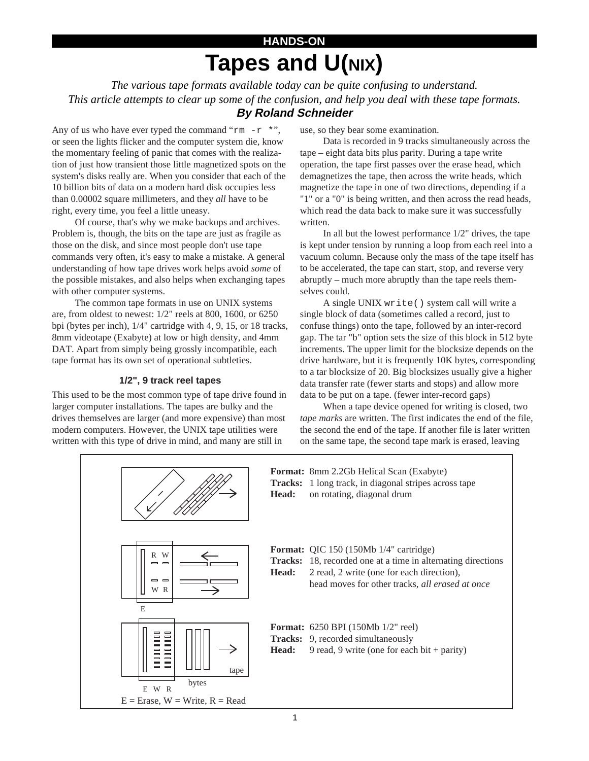HANDS-ON

# Tapes and U(NIX)

*The various tape formats available today can be quite confusing to understand. This article attempts to clear up some of the confusion, and help you deal with these tape formats.*

***By Roland Schneider***

Any of us who have ever typed the command "`rm -r *`", or seen the lights flicker and the computer system die, know the momentary feeling of panic that comes with the realization of just how transient those little magnetized spots on the system's disks really are. When you consider that each of the 10 billion bits of data on a modern hard disk occupies less than 0.00002 square millimeters, and they *all* have to be right, every time, you feel a little uneasy.

Of course, that's why we make backups and archives. Problem is, though, the bits on the tape are just as fragile as those on the disk, and since most people don't use tape commands very often, it's easy to make a mistake. A general understanding of how tape drives work helps avoid *some* of the possible mistakes, and also helps when exchanging tapes with other computer systems.

The common tape formats in use on UNIX systems are, from oldest to newest: 1/2" reels at 800, 1600, or 6250 bpi (bytes per inch), 1/4" cartridge with 4, 9, 15, or 18 tracks, 8mm videotape (Exabyte) at low or high density, and 4mm DAT. Apart from simply being grossly incompatible, each tape format has its own set of operational subtleties.

### 1/2", 9 track reel tapes

This used to be the most common type of tape drive found in larger computer installations. The tapes are bulky and the drives themselves are larger (and more expensive) than most modern computers. However, the UNIX tape utilities were written with this type of drive in mind, and many are still in use, so they bear some examination.

Data is recorded in 9 tracks simultaneously across the tape – eight data bits plus parity. During a tape write operation, the tape first passes over the erase head, which demagnetizes the tape, then across the write heads, which magnetize the tape in one of two directions, depending if a "1" or a "0" is being written, and then across the read heads, which read the data back to make sure it was successfully written.

In all but the lowest performance 1/2" drives, the tape is kept under tension by running a loop from each reel into a vacuum column. Because only the mass of the tape itself has to be accelerated, the tape can start, stop, and reverse very abruptly – much more abruptly than the tape reels themselves could.

A single UNIX `write()` system call will write a single block of data (sometimes called a record, just to confuse things) onto the tape, followed by an inter-record gap. The tar "b" option sets the size of this block in 512 byte increments. The upper limit for the blocksize depends on the drive hardware, but it is frequently 10K bytes, corresponding to a tar blocksize of 20. Big blocksizes usually give a higher data transfer rate (fewer starts and stops) and allow more data to be put on a tape. (fewer inter-record gaps)

When a tape device opened for writing is closed, two *tape marks* are written. The first indicates the end of the file, the second the end of the tape. If another file is later written on the same tape, the second tape mark is erased, leaving

**Format:** 8mm 2.2Gb Helical Scan (Exabyte)
**Tracks:** 1 long track, in diagonal stripes across tape
**Head:** on rotating, diagonal drum

**Format:** QIC 150 (150Mb 1/4" cartridge)
**Tracks:** 18, recorded one at a time in alternating directions
**Head:** 2 read, 2 write (one for each direction), head moves for other tracks, *all erased at once*

**Format:** 6250 BPI (150Mb 1/2" reel)
**Tracks:** 9, recorded simultaneously
**Head:** 9 read, 9 write (one for each bit + parity)

E = Erase, W = Write, R = Read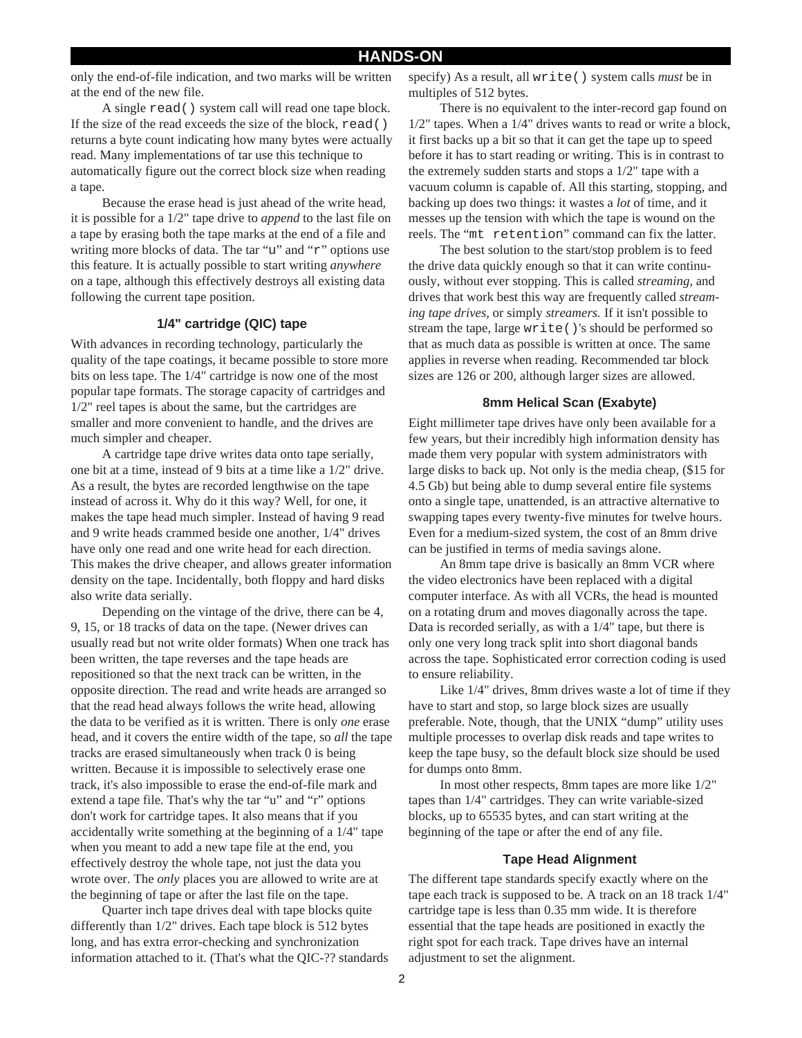only the end-of-file indication, and two marks will be written at the end of the new file.

A single `read()` system call will read one tape block. If the size of the read exceeds the size of the block, `read()` returns a byte count indicating how many bytes were actually read. Many implementations of tar use this technique to automatically figure out the correct block size when reading a tape.

Because the erase head is just ahead of the write head, it is possible for a 1/2" tape drive to *append* to the last file on a tape by erasing both the tape marks at the end of a file and writing more blocks of data. The tar "u" and "r" options use this feature. It is actually possible to start writing *anywhere* on a tape, although this effectively destroys all existing data following the current tape position.

### 1/4" cartridge (QIC) tape

With advances in recording technology, particularly the quality of the tape coatings, it became possible to store more bits on less tape. The 1/4" cartridge is now one of the most popular tape formats. The storage capacity of cartridges and 1/2" reel tapes is about the same, but the cartridges are smaller and more convenient to handle, and the drives are much simpler and cheaper.

A cartridge tape drive writes data onto tape serially, one bit at a time, instead of 9 bits at a time like a 1/2" drive. As a result, the bytes are recorded lengthwise on the tape instead of across it. Why do it this way? Well, for one, it makes the tape head much simpler. Instead of having 9 read and 9 write heads crammed beside one another, 1/4" drives have only one read and one write head for each direction. This makes the drive cheaper, and allows greater information density on the tape. Incidentally, both floppy and hard disks also write data serially.

Depending on the vintage of the drive, there can be 4, 9, 15, or 18 tracks of data on the tape. (Newer drives can usually read but not write older formats) When one track has been written, the tape reverses and the tape heads are repositioned so that the next track can be written, in the opposite direction. The read and write heads are arranged so that the read head always follows the write head, allowing the data to be verified as it is written. There is only *one* erase head, and it covers the entire width of the tape, so *all* the tape tracks are erased simultaneously when track 0 is being written. Because it is impossible to selectively erase one track, it's also impossible to erase the end-of-file mark and extend a tape file. That's why the tar "u" and "r" options don't work for cartridge tapes. It also means that if you accidentally write something at the beginning of a 1/4" tape when you meant to add a new tape file at the end, you effectively destroy the whole tape, not just the data you wrote over. The *only* places you are allowed to write are at the beginning of tape or after the last file on the tape.

Quarter inch tape drives deal with tape blocks quite differently than 1/2" drives. Each tape block is 512 bytes long, and has extra error-checking and synchronization information attached to it. (That's what the QIC-?? standards specify) As a result, all `write()` system calls *must* be in multiples of 512 bytes.

There is no equivalent to the inter-record gap found on 1/2" tapes. When a 1/4" drives wants to read or write a block, it first backs up a bit so that it can get the tape up to speed before it has to start reading or writing. This is in contrast to the extremely sudden starts and stops a 1/2" tape with a vacuum column is capable of. All this starting, stopping, and backing up does two things: it wastes a *lot* of time, and it messes up the tension with which the tape is wound on the reels. The "`mt retention`" command can fix the latter.

The best solution to the start/stop problem is to feed the drive data quickly enough so that it can write continuously, without ever stopping. This is called *streaming,* and drives that work best this way are frequently called *streaming tape drives,* or simply *streamers.* If it isn't possible to stream the tape, large `write()`'s should be performed so that as much data as possible is written at once. The same applies in reverse when reading. Recommended tar block sizes are 126 or 200, although larger sizes are allowed.

### 8mm Helical Scan (Exabyte)

Eight millimeter tape drives have only been available for a few years, but their incredibly high information density has made them very popular with system administrators with large disks to back up. Not only is the media cheap, ($15 for 4.5 Gb) but being able to dump several entire file systems onto a single tape, unattended, is an attractive alternative to swapping tapes every twenty-five minutes for twelve hours. Even for a medium-sized system, the cost of an 8mm drive can be justified in terms of media savings alone.

An 8mm tape drive is basically an 8mm VCR where the video electronics have been replaced with a digital computer interface. As with all VCRs, the head is mounted on a rotating drum and moves diagonally across the tape. Data is recorded serially, as with a 1/4" tape, but there is only one very long track split into short diagonal bands across the tape. Sophisticated error correction coding is used to ensure reliability.

Like 1/4" drives, 8mm drives waste a lot of time if they have to start and stop, so large block sizes are usually preferable. Note, though, that the UNIX "dump" utility uses multiple processes to overlap disk reads and tape writes to keep the tape busy, so the default block size should be used for dumps onto 8mm.

In most other respects, 8mm tapes are more like 1/2" tapes than 1/4" cartridges. They can write variable-sized blocks, up to 65535 bytes, and can start writing at the beginning of the tape or after the end of any file.

### Tape Head Alignment

The different tape standards specify exactly where on the tape each track is supposed to be. A track on an 18 track 1/4" cartridge tape is less than 0.35 mm wide. It is therefore essential that the tape heads are positioned in exactly the right spot for each track. Tape drives have an internal adjustment to set the alignment.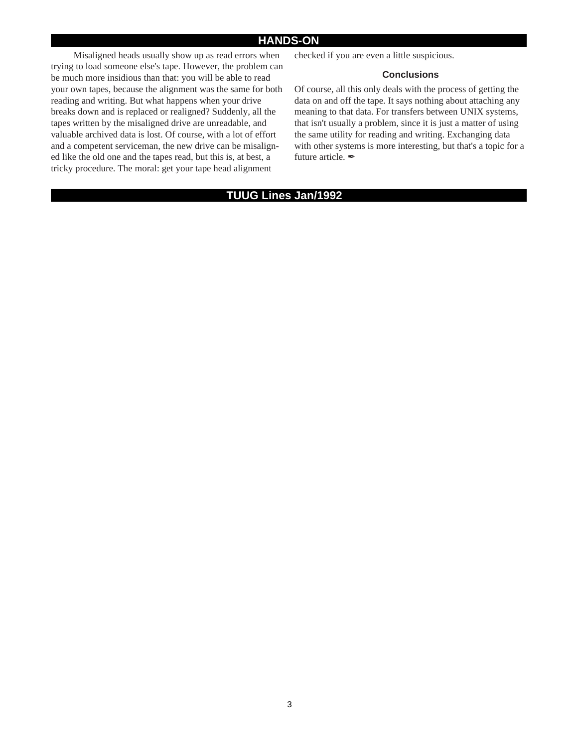Misaligned heads usually show up as read errors when trying to load someone else's tape. However, the problem can be much more insidious than that: you will be able to read your own tapes, because the alignment was the same for both reading and writing. But what happens when your drive breaks down and is replaced or realigned? Suddenly, all the tapes written by the misaligned drive are unreadable, and valuable archived data is lost. Of course, with a lot of effort and a competent serviceman, the new drive can be misaligned like the old one and the tapes read, but this is, at best, a tricky procedure. The moral: get your tape head alignment checked if you are even a little suspicious.

### Conclusions

Of course, all this only deals with the process of getting the data on and off the tape. It says nothing about attaching any meaning to that data. For transfers between UNIX systems, that isn't usually a problem, since it is just a matter of using the same utility for reading and writing. Exchanging data with other systems is more interesting, but that's a topic for a future article. ✒